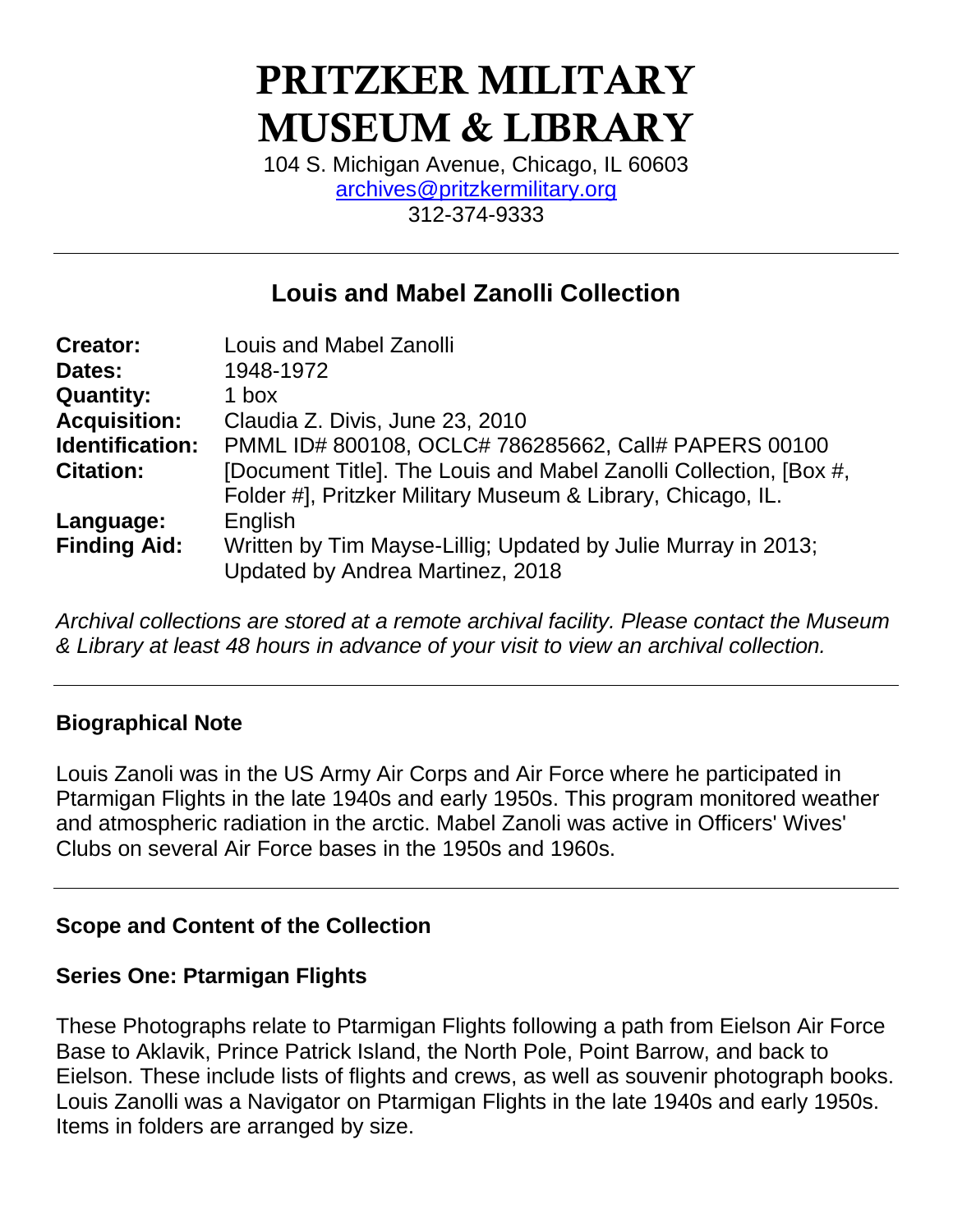# PRITZKER MILITARY MUSEUM & LIBRARY

104 S. Michigan Avenue, Chicago, IL 60603
archives@pritzkermilitary.org
312-374-9333

---

## Louis and Mabel Zanolli Collection

**Creator:** Louis and Mabel Zanolli
**Dates:** 1948-1972
**Quantity:** 1 box
**Acquisition:** Claudia Z. Divis, June 23, 2010
**Identification:** PMML ID# 800108, OCLC# 786285662, Call# PAPERS 00100
**Citation:** [Document Title]. The Louis and Mabel Zanolli Collection, [Box #, Folder #], Pritzker Military Museum & Library, Chicago, IL.
**Language:** English
**Finding Aid:** Written by Tim Mayse-Lillig; Updated by Julie Murray in 2013; Updated by Andrea Martinez, 2018

*Archival collections are stored at a remote archival facility. Please contact the Museum & Library at least 48 hours in advance of your visit to view an archival collection.*

---

### Biographical Note

Louis Zanoli was in the US Army Air Corps and Air Force where he participated in Ptarmigan Flights in the late 1940s and early 1950s. This program monitored weather and atmospheric radiation in the arctic. Mabel Zanoli was active in Officers' Wives' Clubs on several Air Force bases in the 1950s and 1960s.

---

### Scope and Content of the Collection

#### Series One: Ptarmigan Flights

These Photographs relate to Ptarmigan Flights following a path from Eielson Air Force Base to Aklavik, Prince Patrick Island, the North Pole, Point Barrow, and back to Eielson. These include lists of flights and crews, as well as souvenir photograph books. Louis Zanolli was a Navigator on Ptarmigan Flights in the late 1940s and early 1950s. Items in folders are arranged by size.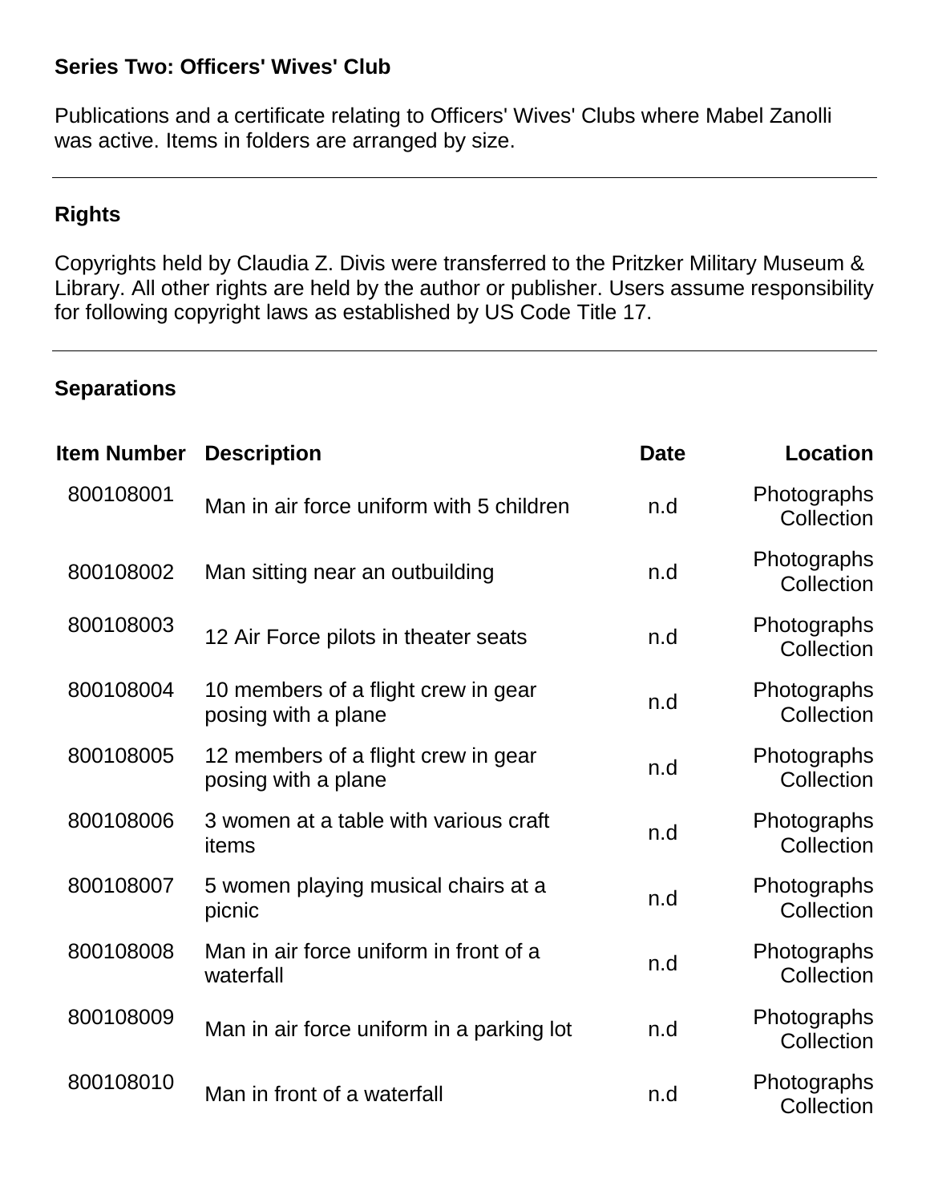### Series Two: Officers' Wives' Club

Publications and a certificate relating to Officers' Wives' Clubs where Mabel Zanolli was active. Items in folders are arranged by size.

---

### Rights

Copyrights held by Claudia Z. Divis were transferred to the Pritzker Military Museum & Library. All other rights are held by the author or publisher. Users assume responsibility for following copyright laws as established by US Code Title 17.

---

### Separations

| Item Number | Description | Date | Location |
|---|---|---|---|
| 800108001 | Man in air force uniform with 5 children | n.d | Photographs Collection |
| 800108002 | Man sitting near an outbuilding | n.d | Photographs Collection |
| 800108003 | 12 Air Force pilots in theater seats | n.d | Photographs Collection |
| 800108004 | 10 members of a flight crew in gear posing with a plane | n.d | Photographs Collection |
| 800108005 | 12 members of a flight crew in gear posing with a plane | n.d | Photographs Collection |
| 800108006 | 3 women at a table with various craft items | n.d | Photographs Collection |
| 800108007 | 5 women playing musical chairs at a picnic | n.d | Photographs Collection |
| 800108008 | Man in air force uniform in front of a waterfall | n.d | Photographs Collection |
| 800108009 | Man in air force uniform in a parking lot | n.d | Photographs Collection |
| 800108010 | Man in front of a waterfall | n.d | Photographs Collection |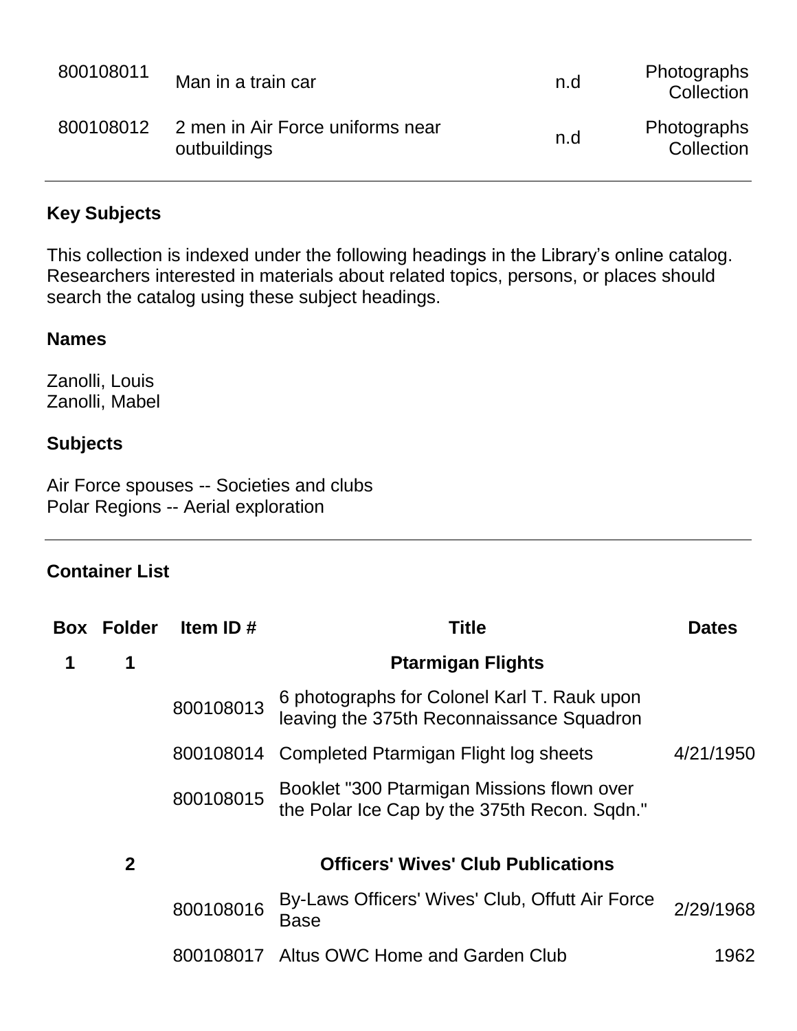| | | | |
|---|---|---|---|
| 800108011 | Man in a train car | n.d | Photographs Collection |
| 800108012 | 2 men in Air Force uniforms near outbuildings | n.d | Photographs Collection |

## Key Subjects

This collection is indexed under the following headings in the Library's online catalog. Researchers interested in materials about related topics, persons, or places should search the catalog using these subject headings.

### Names

Zanolli, Louis
Zanolli, Mabel

### Subjects

Air Force spouses -- Societies and clubs
Polar Regions -- Aerial exploration

## Container List

| Box | Folder | Item ID # | Title | Dates |
|---|---|---|---|---|
| **1** | **1** | | **Ptarmigan Flights** | |
| | | 800108013 | 6 photographs for Colonel Karl T. Rauk upon leaving the 375th Reconnaissance Squadron | |
| | | 800108014 | Completed Ptarmigan Flight log sheets | 4/21/1950 |
| | | 800108015 | Booklet "300 Ptarmigan Missions flown over the Polar Ice Cap by the 375th Recon. Sqdn." | |
| | **2** | | **Officers' Wives' Club Publications** | |
| | | 800108016 | By-Laws Officers' Wives' Club, Offutt Air Force Base | 2/29/1968 |
| | | 800108017 | Altus OWC Home and Garden Club | 1962 |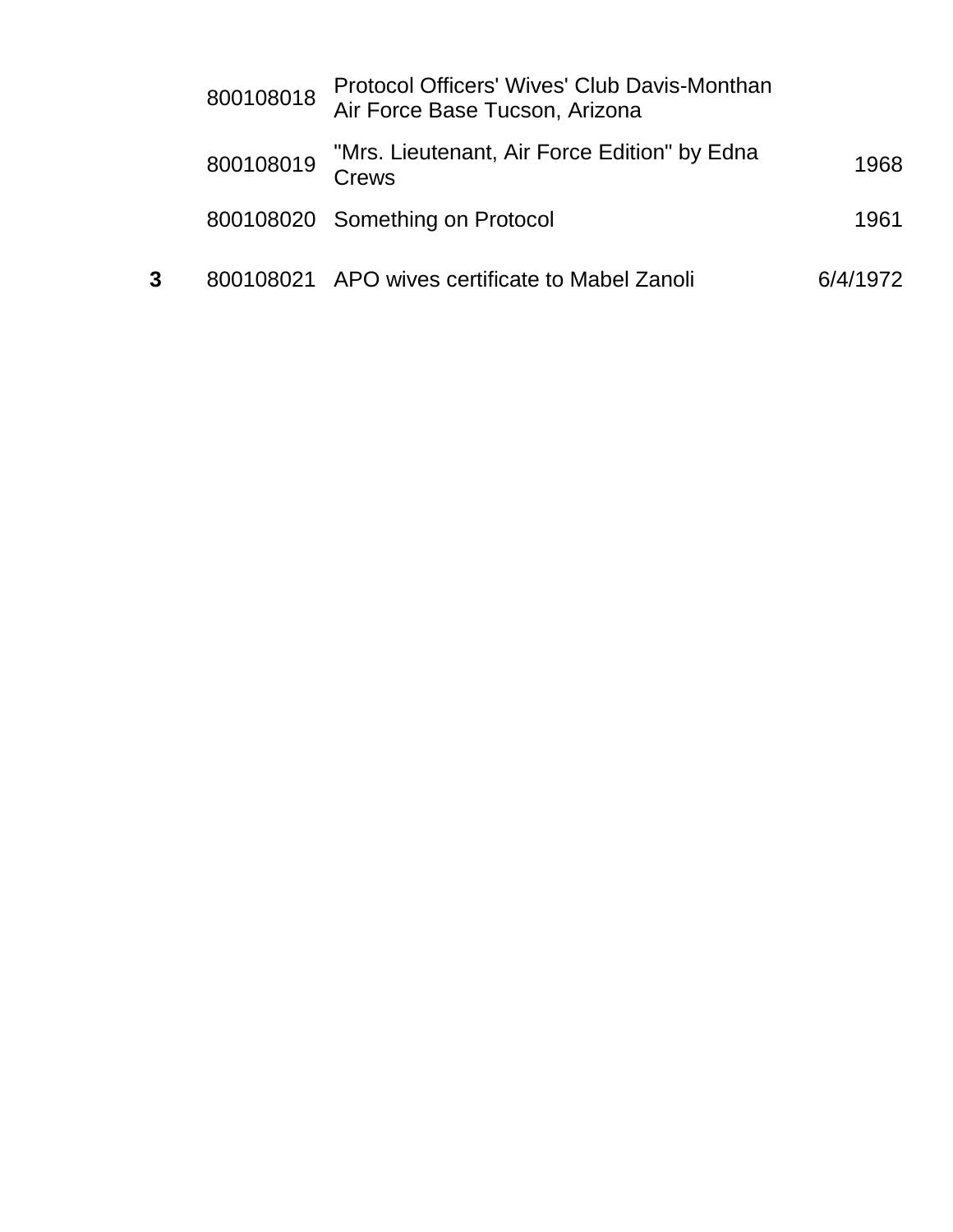| | | | |
|---|---|---|---|
| | 800108018 | Protocol Officers' Wives' Club Davis-Monthan Air Force Base Tucson, Arizona | |
| | 800108019 | "Mrs. Lieutenant, Air Force Edition" by Edna Crews | 1968 |
| | 800108020 | Something on Protocol | 1961 |
| **3** | 800108021 | APO wives certificate to Mabel Zanoli | 6/4/1972 |